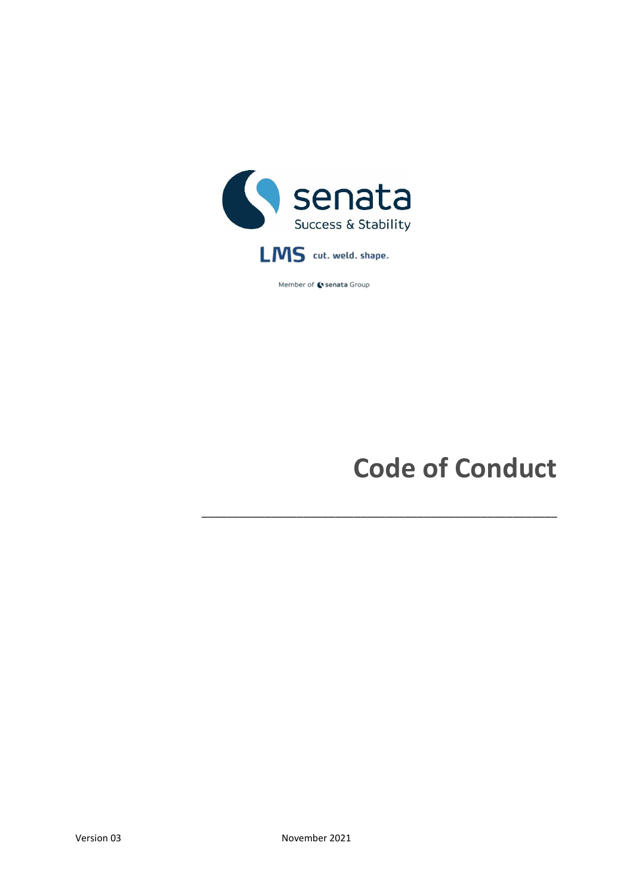senata
Success & Stability

LMS cut. weld. shape.

Member of senata Group

# Code of Conduct

Version 03 November 2021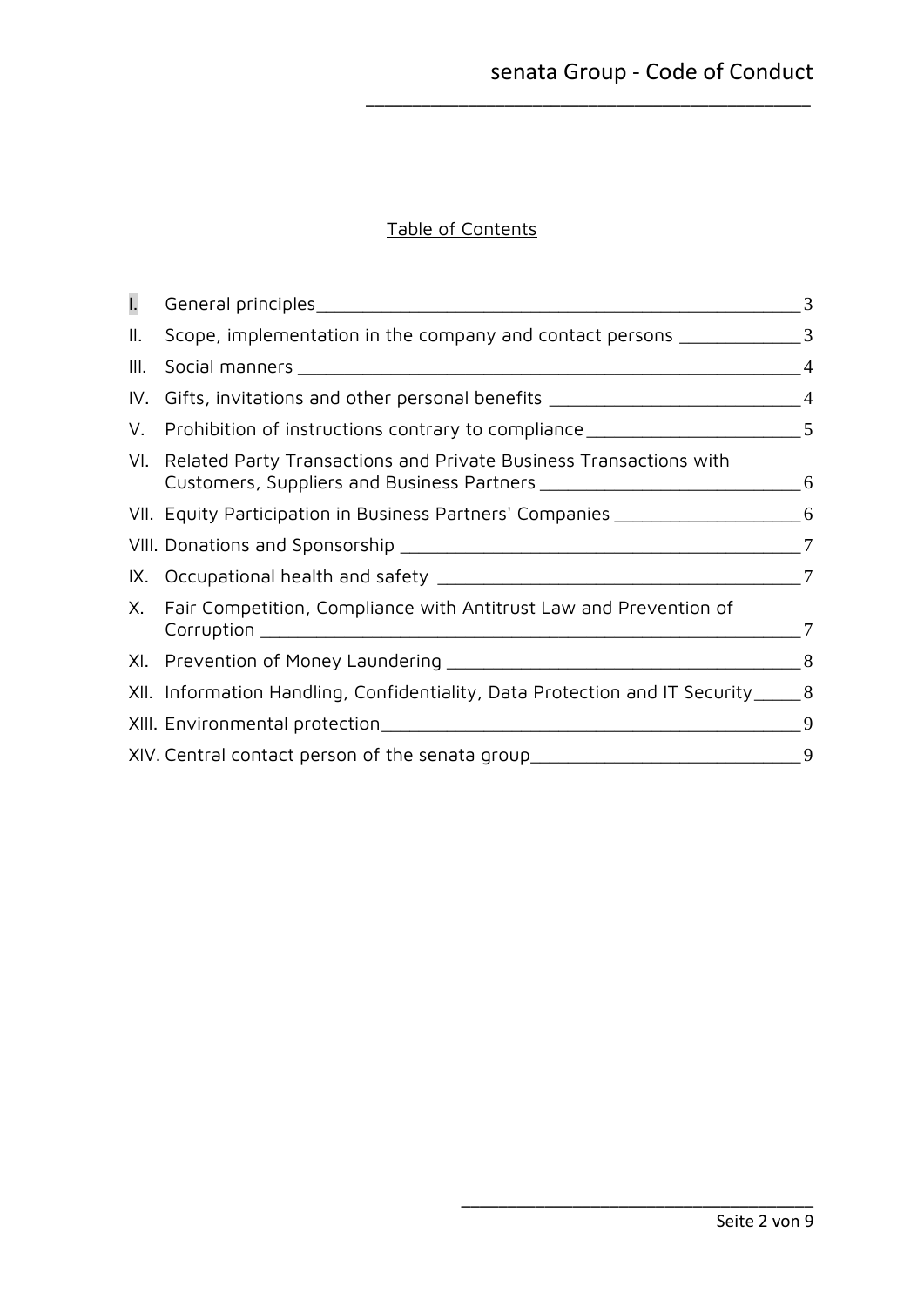## Table of Contents

I. General principles 3

II. Scope, implementation in the company and contact persons 3

III. Social manners 4

IV. Gifts, invitations and other personal benefits 4

V. Prohibition of instructions contrary to compliance 5

VI. Related Party Transactions and Private Business Transactions with Customers, Suppliers and Business Partners 6

VII. Equity Participation in Business Partners' Companies 6

VIII. Donations and Sponsorship 7

IX. Occupational health and safety 7

X. Fair Competition, Compliance with Antitrust Law and Prevention of Corruption 7

XI. Prevention of Money Laundering 8

XII. Information Handling, Confidentiality, Data Protection and IT Security 8

XIII. Environmental protection 9

XIV. Central contact person of the senata group 9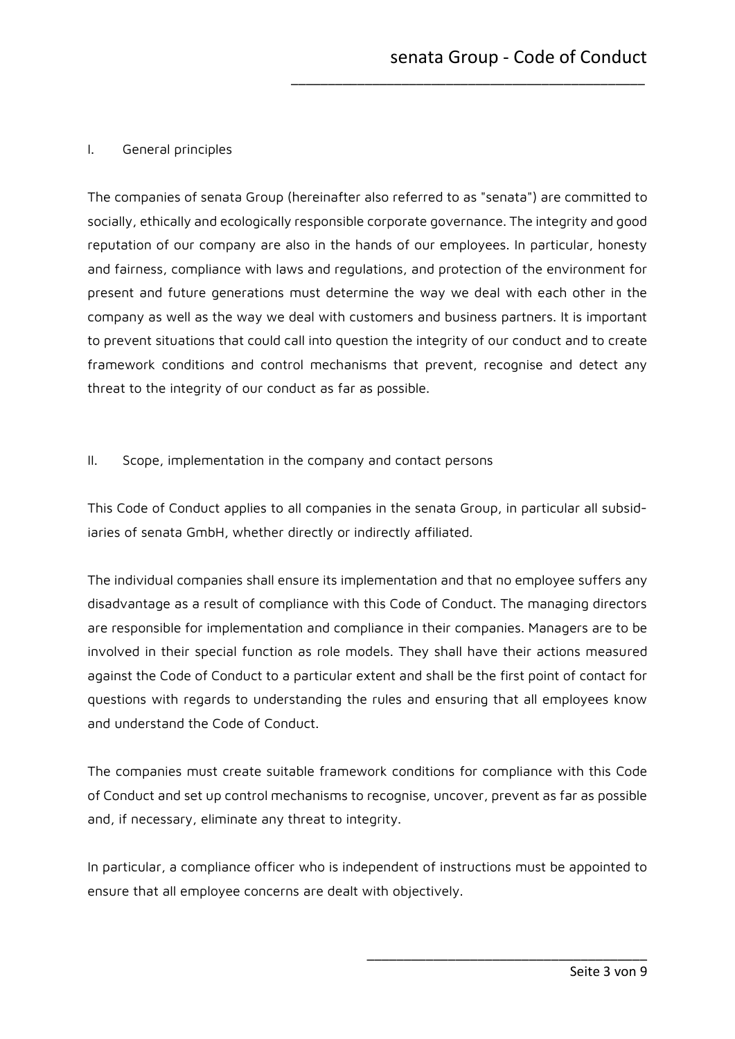## I. General principles

The companies of senata Group (hereinafter also referred to as "senata") are committed to socially, ethically and ecologically responsible corporate governance. The integrity and good reputation of our company are also in the hands of our employees. In particular, honesty and fairness, compliance with laws and regulations, and protection of the environment for present and future generations must determine the way we deal with each other in the company as well as the way we deal with customers and business partners. It is important to prevent situations that could call into question the integrity of our conduct and to create framework conditions and control mechanisms that prevent, recognise and detect any threat to the integrity of our conduct as far as possible.

## II. Scope, implementation in the company and contact persons

This Code of Conduct applies to all companies in the senata Group, in particular all subsidiaries of senata GmbH, whether directly or indirectly affiliated.

The individual companies shall ensure its implementation and that no employee suffers any disadvantage as a result of compliance with this Code of Conduct. The managing directors are responsible for implementation and compliance in their companies. Managers are to be involved in their special function as role models. They shall have their actions measured against the Code of Conduct to a particular extent and shall be the first point of contact for questions with regards to understanding the rules and ensuring that all employees know and understand the Code of Conduct.

The companies must create suitable framework conditions for compliance with this Code of Conduct and set up control mechanisms to recognise, uncover, prevent as far as possible and, if necessary, eliminate any threat to integrity.

In particular, a compliance officer who is independent of instructions must be appointed to ensure that all employee concerns are dealt with objectively.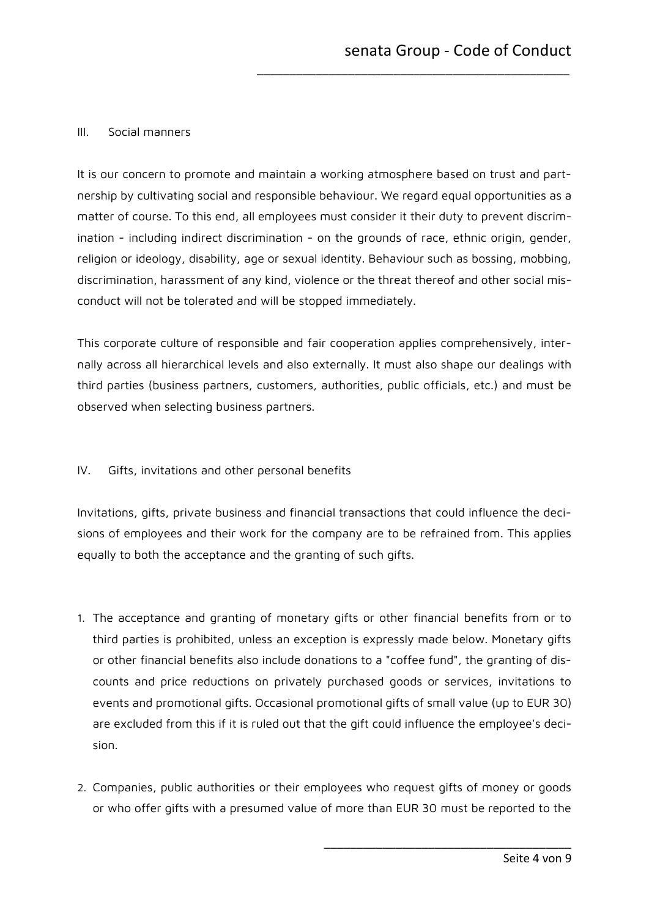## III. Social manners

It is our concern to promote and maintain a working atmosphere based on trust and partnership by cultivating social and responsible behaviour. We regard equal opportunities as a matter of course. To this end, all employees must consider it their duty to prevent discrimination - including indirect discrimination - on the grounds of race, ethnic origin, gender, religion or ideology, disability, age or sexual identity. Behaviour such as bossing, mobbing, discrimination, harassment of any kind, violence or the threat thereof and other social misconduct will not be tolerated and will be stopped immediately.

This corporate culture of responsible and fair cooperation applies comprehensively, internally across all hierarchical levels and also externally. It must also shape our dealings with third parties (business partners, customers, authorities, public officials, etc.) and must be observed when selecting business partners.

## IV. Gifts, invitations and other personal benefits

Invitations, gifts, private business and financial transactions that could influence the decisions of employees and their work for the company are to be refrained from. This applies equally to both the acceptance and the granting of such gifts.

1. The acceptance and granting of monetary gifts or other financial benefits from or to third parties is prohibited, unless an exception is expressly made below. Monetary gifts or other financial benefits also include donations to a "coffee fund", the granting of discounts and price reductions on privately purchased goods or services, invitations to events and promotional gifts. Occasional promotional gifts of small value (up to EUR 30) are excluded from this if it is ruled out that the gift could influence the employee's decision.
2. Companies, public authorities or their employees who request gifts of money or goods or who offer gifts with a presumed value of more than EUR 30 must be reported to the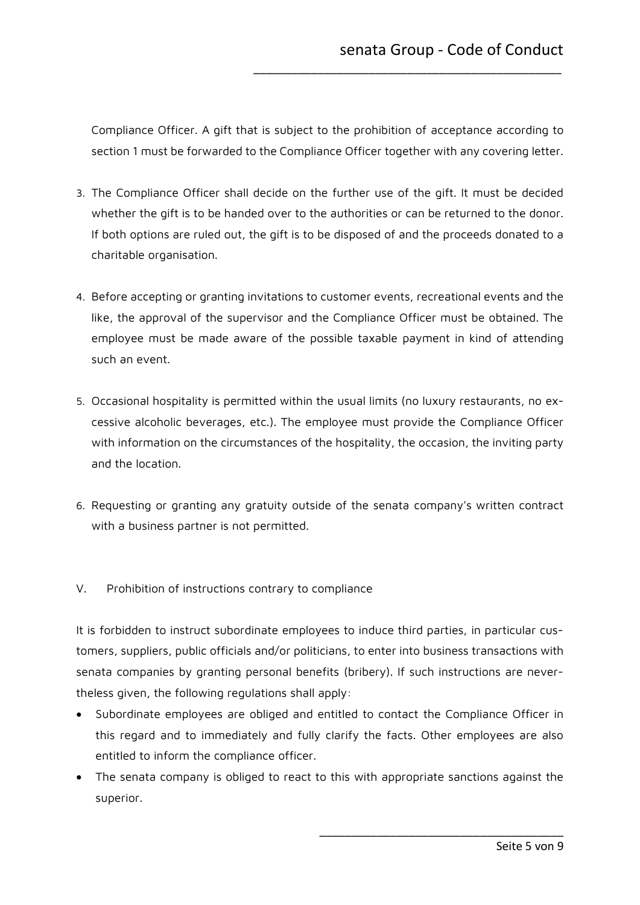Compliance Officer. A gift that is subject to the prohibition of acceptance according to section 1 must be forwarded to the Compliance Officer together with any covering letter.

3. The Compliance Officer shall decide on the further use of the gift. It must be decided whether the gift is to be handed over to the authorities or can be returned to the donor. If both options are ruled out, the gift is to be disposed of and the proceeds donated to a charitable organisation.

4. Before accepting or granting invitations to customer events, recreational events and the like, the approval of the supervisor and the Compliance Officer must be obtained. The employee must be made aware of the possible taxable payment in kind of attending such an event.

5. Occasional hospitality is permitted within the usual limits (no luxury restaurants, no excessive alcoholic beverages, etc.). The employee must provide the Compliance Officer with information on the circumstances of the hospitality, the occasion, the inviting party and the location.

6. Requesting or granting any gratuity outside of the senata company's written contract with a business partner is not permitted.

## V. Prohibition of instructions contrary to compliance

It is forbidden to instruct subordinate employees to induce third parties, in particular customers, suppliers, public officials and/or politicians, to enter into business transactions with senata companies by granting personal benefits (bribery). If such instructions are nevertheless given, the following regulations shall apply:

- Subordinate employees are obliged and entitled to contact the Compliance Officer in this regard and to immediately and fully clarify the facts. Other employees are also entitled to inform the compliance officer.
- The senata company is obliged to react to this with appropriate sanctions against the superior.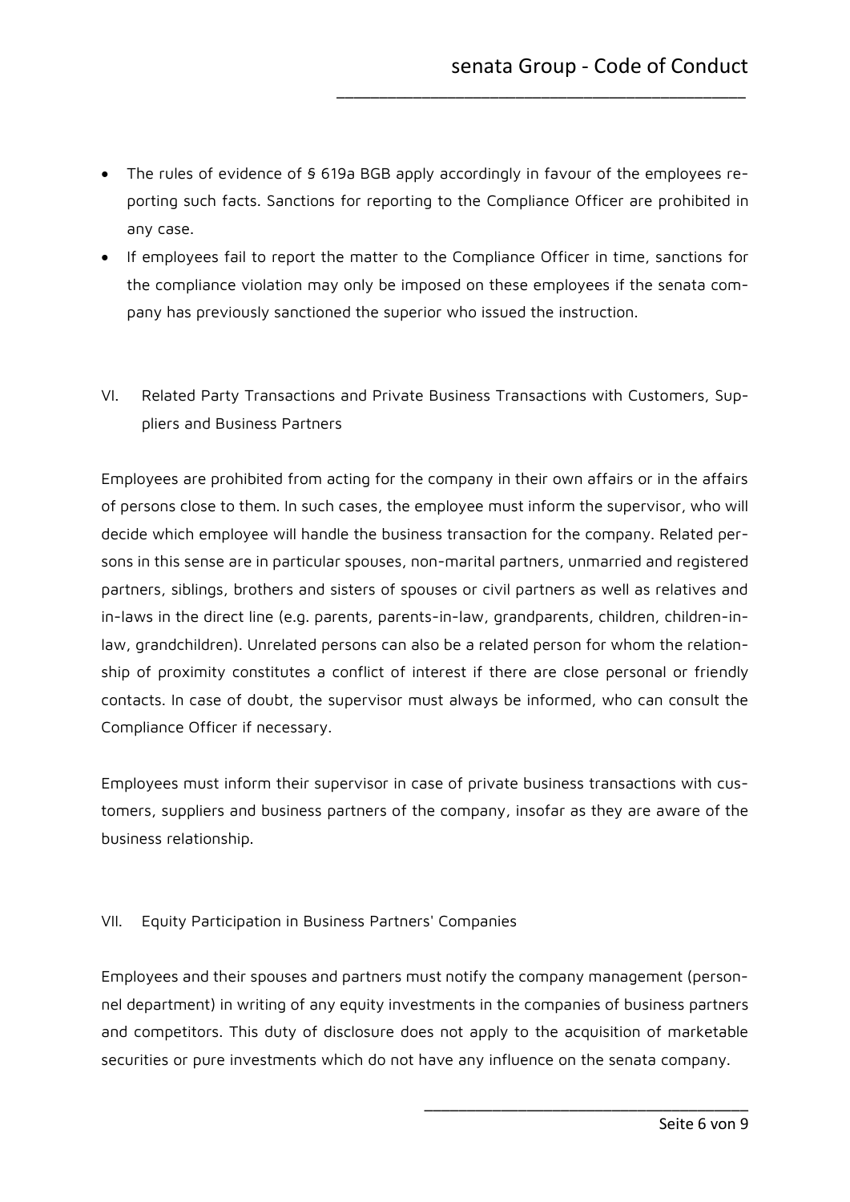- The rules of evidence of § 619a BGB apply accordingly in favour of the employees reporting such facts. Sanctions for reporting to the Compliance Officer are prohibited in any case.
- If employees fail to report the matter to the Compliance Officer in time, sanctions for the compliance violation may only be imposed on these employees if the senata company has previously sanctioned the superior who issued the instruction.

## VI. Related Party Transactions and Private Business Transactions with Customers, Suppliers and Business Partners

Employees are prohibited from acting for the company in their own affairs or in the affairs of persons close to them. In such cases, the employee must inform the supervisor, who will decide which employee will handle the business transaction for the company. Related persons in this sense are in particular spouses, non-marital partners, unmarried and registered partners, siblings, brothers and sisters of spouses or civil partners as well as relatives and in-laws in the direct line (e.g. parents, parents-in-law, grandparents, children, children-in-law, grandchildren). Unrelated persons can also be a related person for whom the relationship of proximity constitutes a conflict of interest if there are close personal or friendly contacts. In case of doubt, the supervisor must always be informed, who can consult the Compliance Officer if necessary.

Employees must inform their supervisor in case of private business transactions with customers, suppliers and business partners of the company, insofar as they are aware of the business relationship.

## VII. Equity Participation in Business Partners' Companies

Employees and their spouses and partners must notify the company management (personnel department) in writing of any equity investments in the companies of business partners and competitors. This duty of disclosure does not apply to the acquisition of marketable securities or pure investments which do not have any influence on the senata company.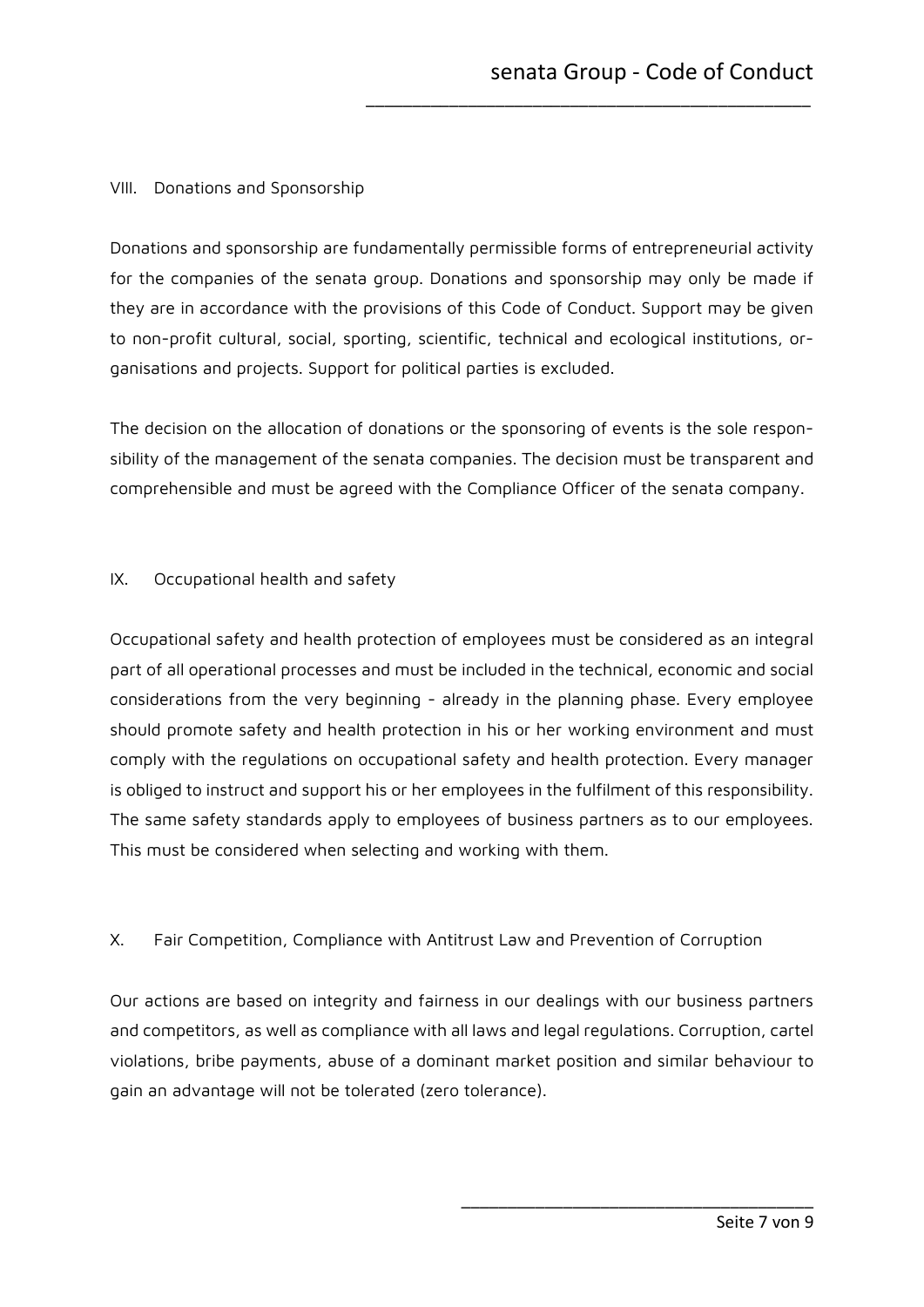## VIII. Donations and Sponsorship

Donations and sponsorship are fundamentally permissible forms of entrepreneurial activity for the companies of the senata group. Donations and sponsorship may only be made if they are in accordance with the provisions of this Code of Conduct. Support may be given to non-profit cultural, social, sporting, scientific, technical and ecological institutions, organisations and projects. Support for political parties is excluded.

The decision on the allocation of donations or the sponsoring of events is the sole responsibility of the management of the senata companies. The decision must be transparent and comprehensible and must be agreed with the Compliance Officer of the senata company.

## IX. Occupational health and safety

Occupational safety and health protection of employees must be considered as an integral part of all operational processes and must be included in the technical, economic and social considerations from the very beginning - already in the planning phase. Every employee should promote safety and health protection in his or her working environment and must comply with the regulations on occupational safety and health protection. Every manager is obliged to instruct and support his or her employees in the fulfilment of this responsibility. The same safety standards apply to employees of business partners as to our employees. This must be considered when selecting and working with them.

## X. Fair Competition, Compliance with Antitrust Law and Prevention of Corruption

Our actions are based on integrity and fairness in our dealings with our business partners and competitors, as well as compliance with all laws and legal regulations. Corruption, cartel violations, bribe payments, abuse of a dominant market position and similar behaviour to gain an advantage will not be tolerated (zero tolerance).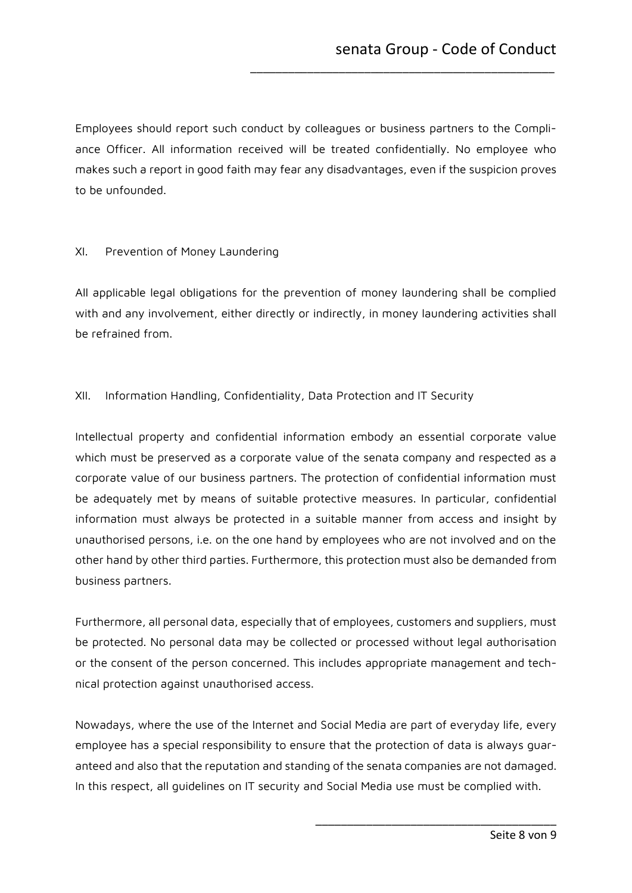Employees should report such conduct by colleagues or business partners to the Compliance Officer. All information received will be treated confidentially. No employee who makes such a report in good faith may fear any disadvantages, even if the suspicion proves to be unfounded.

## XI. Prevention of Money Laundering

All applicable legal obligations for the prevention of money laundering shall be complied with and any involvement, either directly or indirectly, in money laundering activities shall be refrained from.

## XII. Information Handling, Confidentiality, Data Protection and IT Security

Intellectual property and confidential information embody an essential corporate value which must be preserved as a corporate value of the senata company and respected as a corporate value of our business partners. The protection of confidential information must be adequately met by means of suitable protective measures. In particular, confidential information must always be protected in a suitable manner from access and insight by unauthorised persons, i.e. on the one hand by employees who are not involved and on the other hand by other third parties. Furthermore, this protection must also be demanded from business partners.

Furthermore, all personal data, especially that of employees, customers and suppliers, must be protected. No personal data may be collected or processed without legal authorisation or the consent of the person concerned. This includes appropriate management and technical protection against unauthorised access.

Nowadays, where the use of the Internet and Social Media are part of everyday life, every employee has a special responsibility to ensure that the protection of data is always guaranteed and also that the reputation and standing of the senata companies are not damaged. In this respect, all guidelines on IT security and Social Media use must be complied with.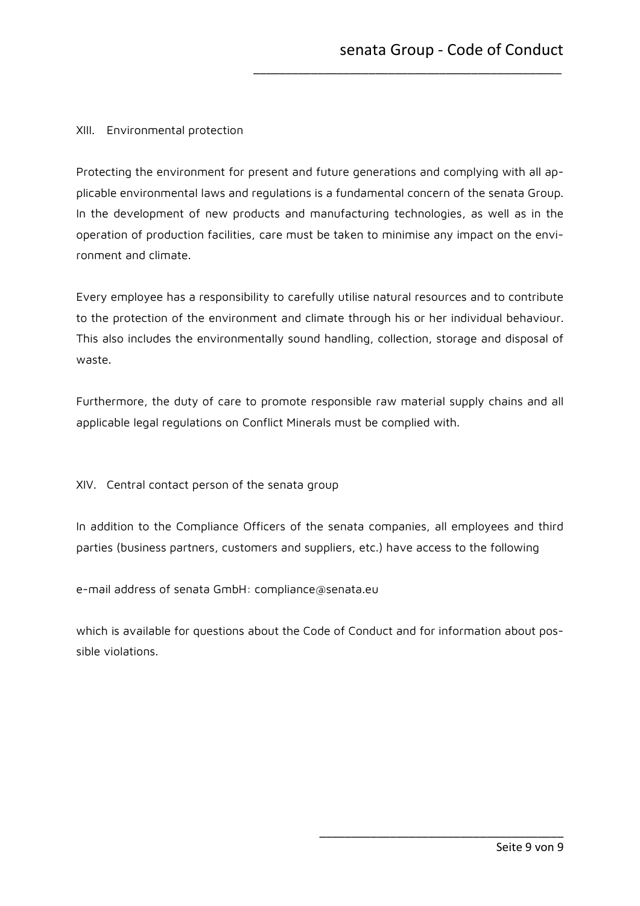## XIII. Environmental protection

Protecting the environment for present and future generations and complying with all applicable environmental laws and regulations is a fundamental concern of the senata Group. In the development of new products and manufacturing technologies, as well as in the operation of production facilities, care must be taken to minimise any impact on the environment and climate.

Every employee has a responsibility to carefully utilise natural resources and to contribute to the protection of the environment and climate through his or her individual behaviour. This also includes the environmentally sound handling, collection, storage and disposal of waste.

Furthermore, the duty of care to promote responsible raw material supply chains and all applicable legal regulations on Conflict Minerals must be complied with.

## XIV. Central contact person of the senata group

In addition to the Compliance Officers of the senata companies, all employees and third parties (business partners, customers and suppliers, etc.) have access to the following

e-mail address of senata GmbH: compliance@senata.eu

which is available for questions about the Code of Conduct and for information about possible violations.